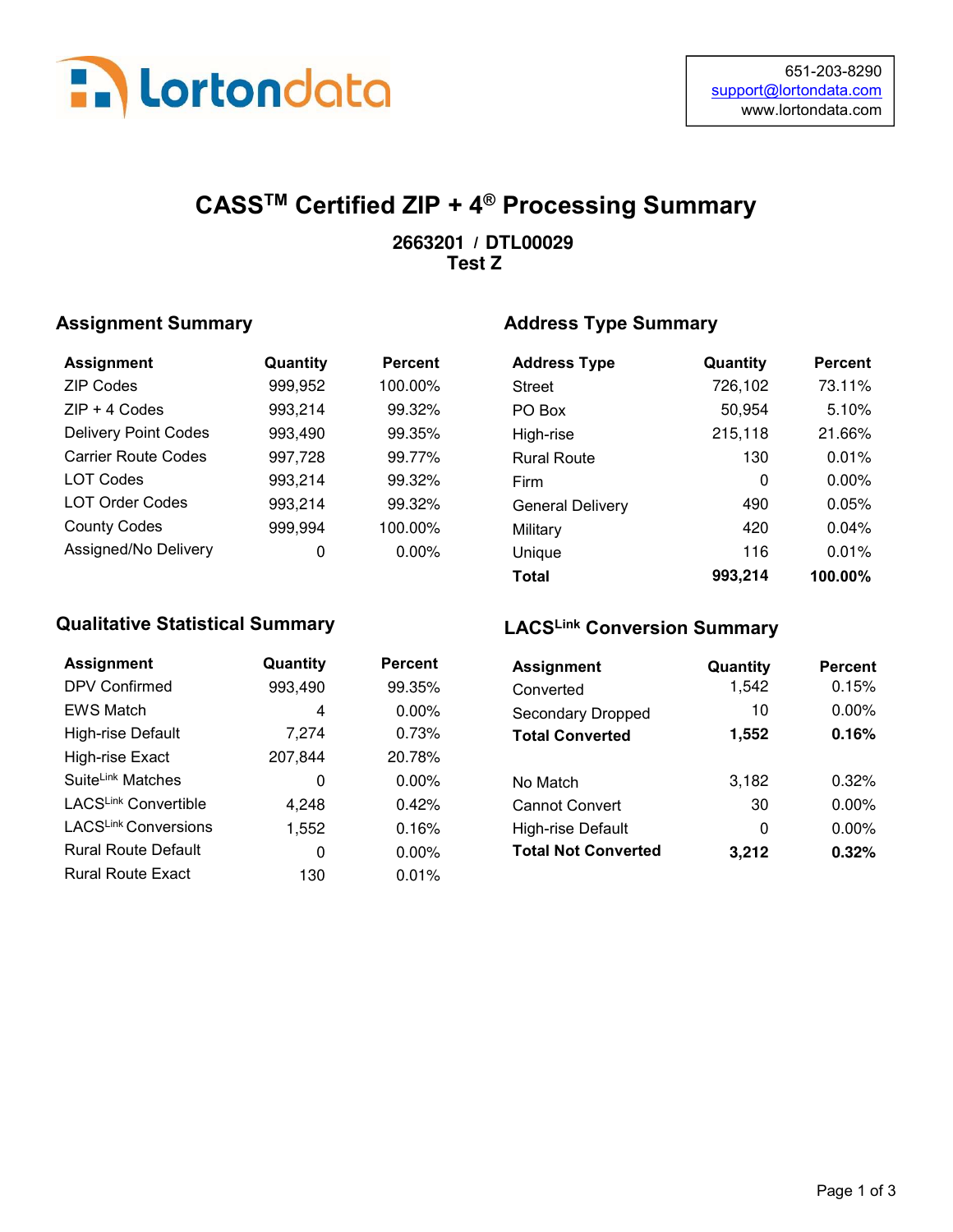651-203-8290
support@lortondata.com
www.lortondata.com

# CASS™ Certified ZIP + 4® Processing Summary

**2663201 / DTL00029**
**Test Z**

## Assignment Summary

| Assignment | Quantity | Percent |
|---|---|---|
| ZIP Codes | 999,952 | 100.00% |
| ZIP + 4 Codes | 993,214 | 99.32% |
| Delivery Point Codes | 993,490 | 99.35% |
| Carrier Route Codes | 997,728 | 99.77% |
| LOT Codes | 993,214 | 99.32% |
| LOT Order Codes | 993,214 | 99.32% |
| County Codes | 999,994 | 100.00% |
| Assigned/No Delivery | 0 | 0.00% |

## Address Type Summary

| Address Type | Quantity | Percent |
|---|---|---|
| Street | 726,102 | 73.11% |
| PO Box | 50,954 | 5.10% |
| High-rise | 215,118 | 21.66% |
| Rural Route | 130 | 0.01% |
| Firm | 0 | 0.00% |
| General Delivery | 490 | 0.05% |
| Military | 420 | 0.04% |
| Unique | 116 | 0.01% |
| **Total** | **993,214** | **100.00%** |

## Qualitative Statistical Summary

| Assignment | Quantity | Percent |
|---|---|---|
| DPV Confirmed | 993,490 | 99.35% |
| EWS Match | 4 | 0.00% |
| High-rise Default | 7,274 | 0.73% |
| High-rise Exact | 207,844 | 20.78% |
| SuiteLink Matches | 0 | 0.00% |
| LACSLink Convertible | 4,248 | 0.42% |
| LACSLink Conversions | 1,552 | 0.16% |
| Rural Route Default | 0 | 0.00% |
| Rural Route Exact | 130 | 0.01% |

## LACSLink Conversion Summary

| Assignment | Quantity | Percent |
|---|---|---|
| Converted | 1,542 | 0.15% |
| Secondary Dropped | 10 | 0.00% |
| **Total Converted** | **1,552** | **0.16%** |
| | | |
| No Match | 3,182 | 0.32% |
| Cannot Convert | 30 | 0.00% |
| High-rise Default | 0 | 0.00% |
| **Total Not Converted** | **3,212** | **0.32%** |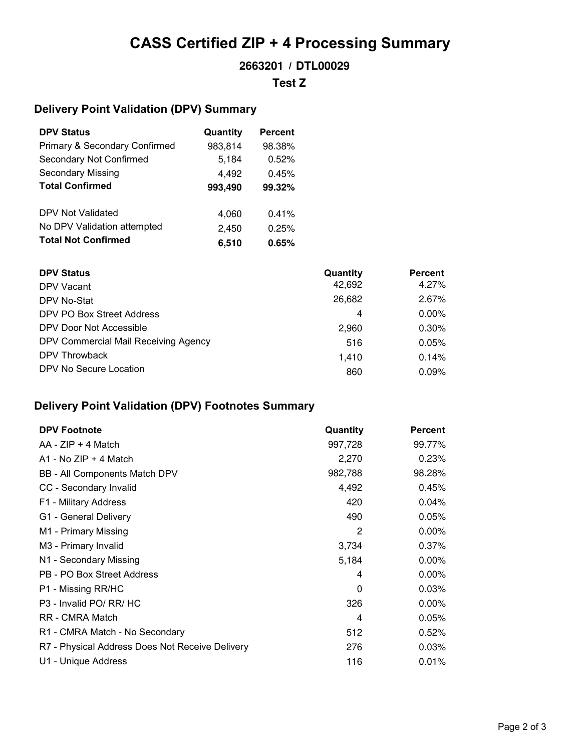# CASS Certified ZIP + 4 Processing Summary

### 2663201 / DTL00029

### Test Z

## Delivery Point Validation (DPV) Summary

| DPV Status | Quantity | Percent |
|---|---|---|
| Primary & Secondary Confirmed | 983,814 | 98.38% |
| Secondary Not Confirmed | 5,184 | 0.52% |
| Secondary Missing | 4,492 | 0.45% |
| **Total Confirmed** | **993,490** | **99.32%** |
| | | |
| DPV Not Validated | 4,060 | 0.41% |
| No DPV Validation attempted | 2,450 | 0.25% |
| **Total Not Confirmed** | **6,510** | **0.65%** |

| DPV Status | Quantity | Percent |
|---|---|---|
| DPV Vacant | 42,692 | 4.27% |
| DPV No-Stat | 26,682 | 2.67% |
| DPV PO Box Street Address | 4 | 0.00% |
| DPV Door Not Accessible | 2,960 | 0.30% |
| DPV Commercial Mail Receiving Agency | 516 | 0.05% |
| DPV Throwback | 1,410 | 0.14% |
| DPV No Secure Location | 860 | 0.09% |

## Delivery Point Validation (DPV) Footnotes Summary

| DPV Footnote | Quantity | Percent |
|---|---|---|
| AA - ZIP + 4 Match | 997,728 | 99.77% |
| A1 - No ZIP + 4 Match | 2,270 | 0.23% |
| BB - All Components Match DPV | 982,788 | 98.28% |
| CC - Secondary Invalid | 4,492 | 0.45% |
| F1 - Military Address | 420 | 0.04% |
| G1 - General Delivery | 490 | 0.05% |
| M1 - Primary Missing | 2 | 0.00% |
| M3 - Primary Invalid | 3,734 | 0.37% |
| N1 - Secondary Missing | 5,184 | 0.00% |
| PB - PO Box Street Address | 4 | 0.00% |
| P1 - Missing RR/HC | 0 | 0.03% |
| P3 - Invalid PO/ RR/ HC | 326 | 0.00% |
| RR - CMRA Match | 4 | 0.05% |
| R1 - CMRA Match - No Secondary | 512 | 0.52% |
| R7 - Physical Address Does Not Receive Delivery | 276 | 0.03% |
| U1 - Unique Address | 116 | 0.01% |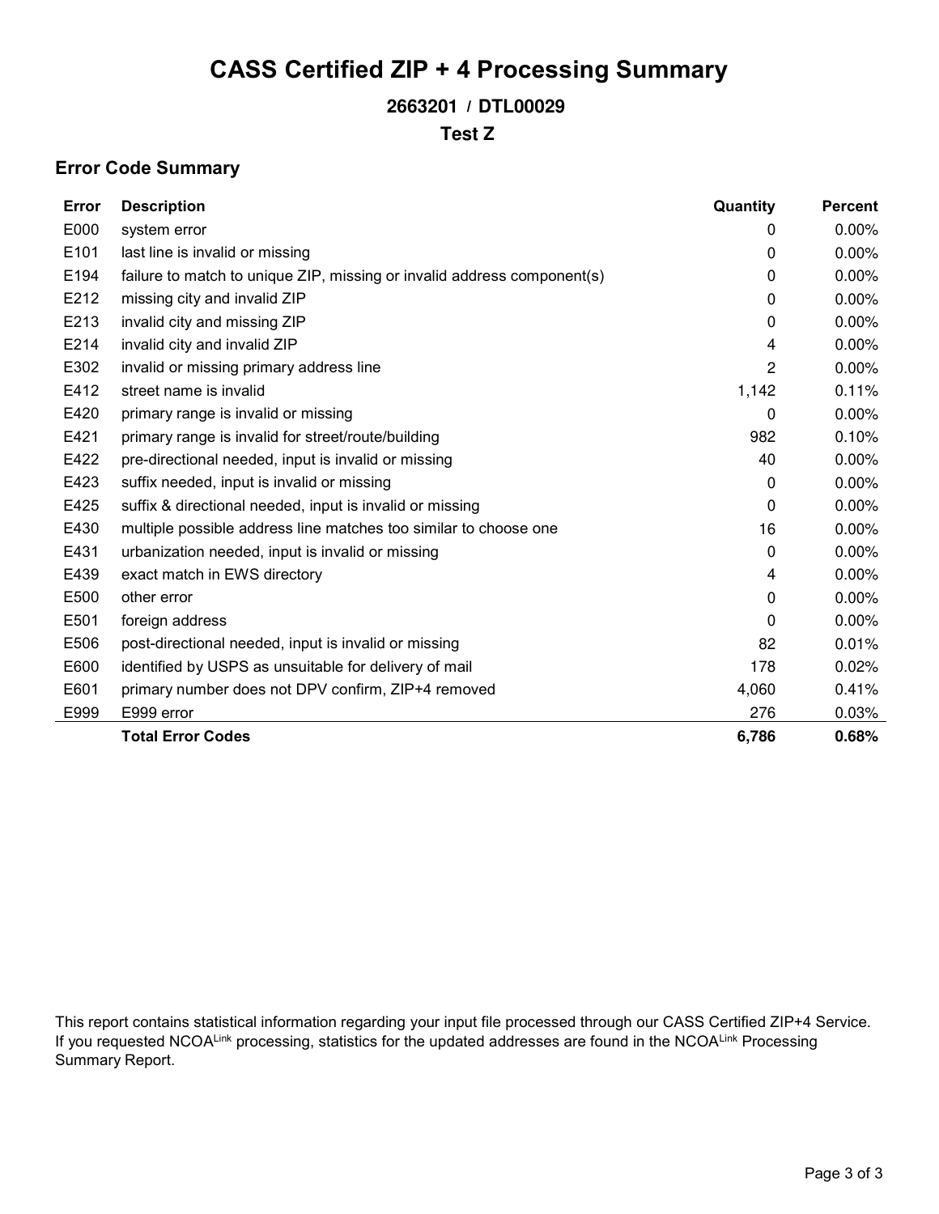# CASS Certified ZIP + 4 Processing Summary

**2663201 / DTL00029**

**Test Z**

## Error Code Summary

| Error | Description | Quantity | Percent |
|---|---|---|---|
| E000 | system error | 0 | 0.00% |
| E101 | last line is invalid or missing | 0 | 0.00% |
| E194 | failure to match to unique ZIP, missing or invalid address component(s) | 0 | 0.00% |
| E212 | missing city and invalid ZIP | 0 | 0.00% |
| E213 | invalid city and missing ZIP | 0 | 0.00% |
| E214 | invalid city and invalid ZIP | 4 | 0.00% |
| E302 | invalid or missing primary address line | 2 | 0.00% |
| E412 | street name is invalid | 1,142 | 0.11% |
| E420 | primary range is invalid or missing | 0 | 0.00% |
| E421 | primary range is invalid for street/route/building | 982 | 0.10% |
| E422 | pre-directional needed, input is invalid or missing | 40 | 0.00% |
| E423 | suffix needed, input is invalid or missing | 0 | 0.00% |
| E425 | suffix & directional needed, input is invalid or missing | 0 | 0.00% |
| E430 | multiple possible address line matches too similar to choose one | 16 | 0.00% |
| E431 | urbanization needed, input is invalid or missing | 0 | 0.00% |
| E439 | exact match in EWS directory | 4 | 0.00% |
| E500 | other error | 0 | 0.00% |
| E501 | foreign address | 0 | 0.00% |
| E506 | post-directional needed, input is invalid or missing | 82 | 0.01% |
| E600 | identified by USPS as unsuitable for delivery of mail | 178 | 0.02% |
| E601 | primary number does not DPV confirm, ZIP+4 removed | 4,060 | 0.41% |
| E999 | E999 error | 276 | 0.03% |
| | **Total Error Codes** | **6,786** | **0.68%** |

This report contains statistical information regarding your input file processed through our CASS Certified ZIP+4 Service. If you requested NCOA[Link] processing, statistics for the updated addresses are found in the NCOA[Link] Processing Summary Report.